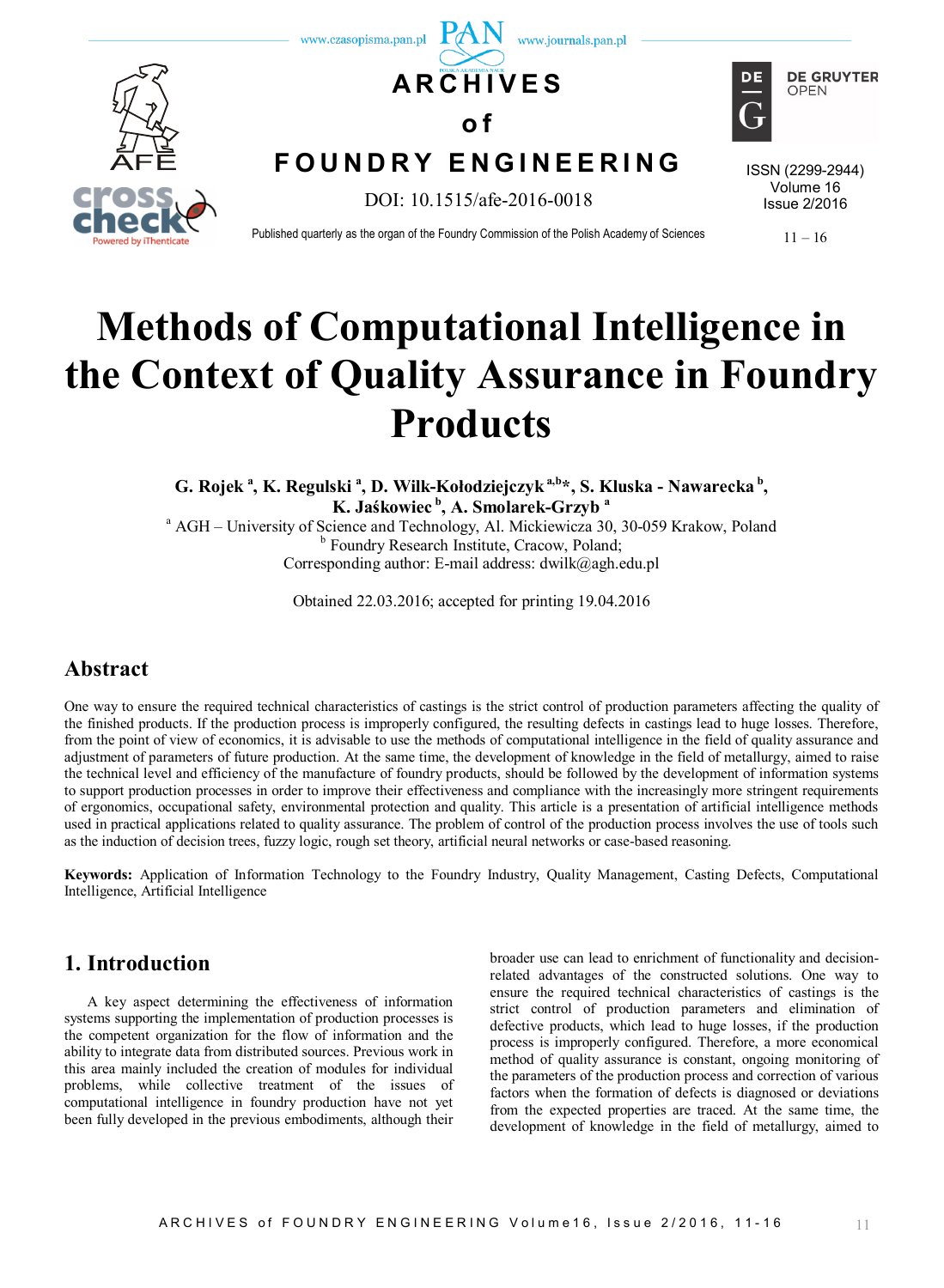# Methods of Computational Intelligence in the Context of Quality Assurance in Foundry Products

**G. Rojek [a], K. Regulski [a], D. Wilk-Kołodziejczyk [a,b]*, S. Kluska - Nawarecka [b], K. Jaśkowiec [b], A. Smolarek-Grzyb [a]**

[a] AGH – University of Science and Technology, Al. Mickiewicza 30, 30-059 Krakow, Poland
[b] Foundry Research Institute, Cracow, Poland;
Corresponding author: E-mail address: dwilk@agh.edu.pl

Obtained 22.03.2016; accepted for printing 19.04.2016

## Abstract

One way to ensure the required technical characteristics of castings is the strict control of production parameters affecting the quality of the finished products. If the production process is improperly configured, the resulting defects in castings lead to huge losses. Therefore, from the point of view of economics, it is advisable to use the methods of computational intelligence in the field of quality assurance and adjustment of parameters of future production. At the same time, the development of knowledge in the field of metallurgy, aimed to raise the technical level and efficiency of the manufacture of foundry products, should be followed by the development of information systems to support production processes in order to improve their effectiveness and compliance with the increasingly more stringent requirements of ergonomics, occupational safety, environmental protection and quality. This article is a presentation of artificial intelligence methods used in practical applications related to quality assurance. The problem of control of the production process involves the use of tools such as the induction of decision trees, fuzzy logic, rough set theory, artificial neural networks or case-based reasoning.

**Keywords:** Application of Information Technology to the Foundry Industry, Quality Management, Casting Defects, Computational Intelligence, Artificial Intelligence

## 1. Introduction

A key aspect determining the effectiveness of information systems supporting the implementation of production processes is the competent organization for the flow of information and the ability to integrate data from distributed sources. Previous work in this area mainly included the creation of modules for individual problems, while collective treatment of the issues of computational intelligence in foundry production have not yet been fully developed in the previous embodiments, although their broader use can lead to enrichment of functionality and decision-related advantages of the constructed solutions. One way to ensure the required technical characteristics of castings is the strict control of production parameters and elimination of defective products, which lead to huge losses, if the production process is improperly configured. Therefore, a more economical method of quality assurance is constant, ongoing monitoring of the parameters of the production process and correction of various factors when the formation of defects is diagnosed or deviations from the expected properties are traced. At the same time, the development of knowledge in the field of metallurgy, aimed to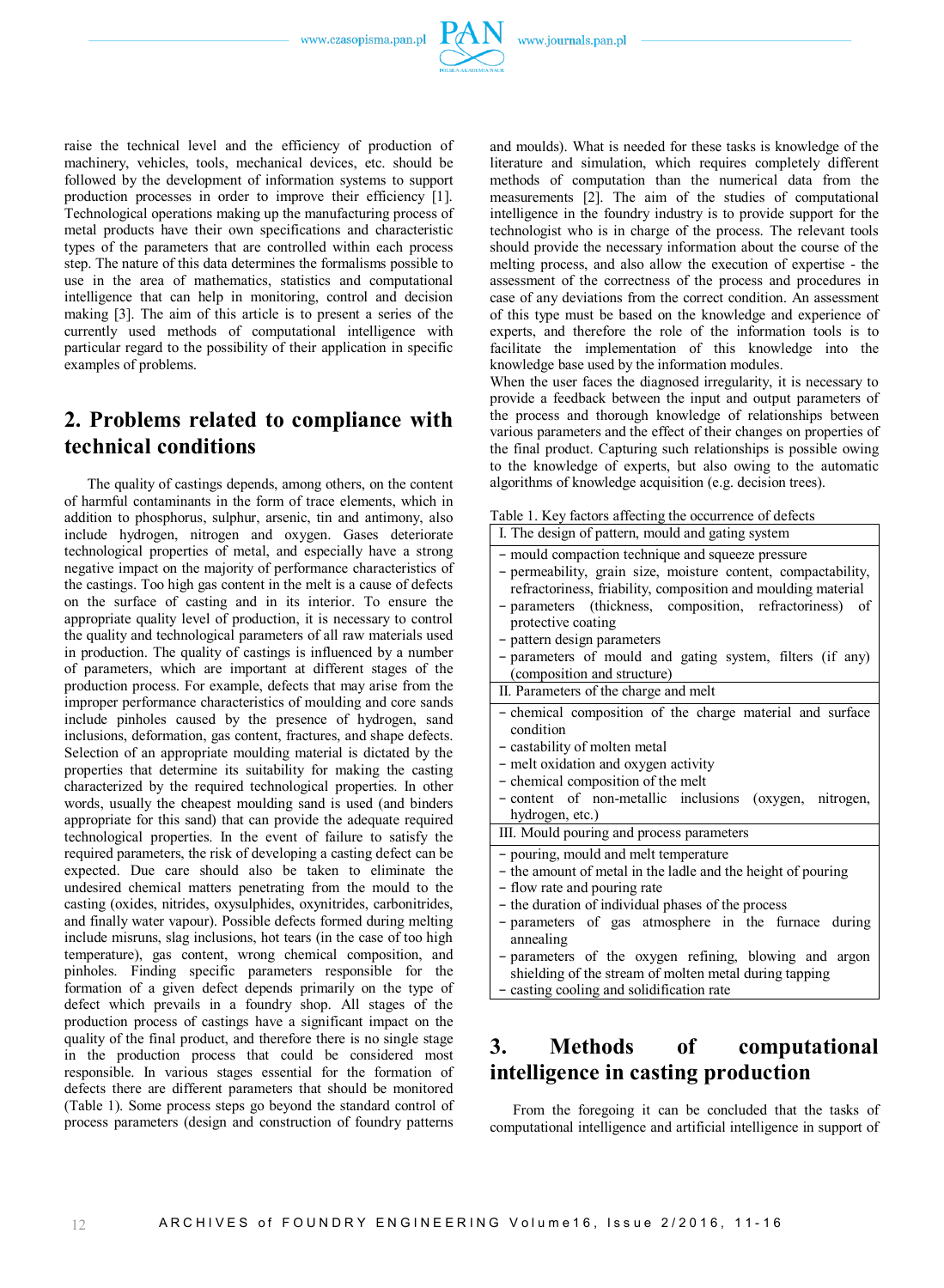raise the technical level and the efficiency of production of machinery, vehicles, tools, mechanical devices, etc. should be followed by the development of information systems to support production processes in order to improve their efficiency [1]. Technological operations making up the manufacturing process of metal products have their own specifications and characteristic types of the parameters that are controlled within each process step. The nature of this data determines the formalisms possible to use in the area of mathematics, statistics and computational intelligence that can help in monitoring, control and decision making [3]. The aim of this article is to present a series of the currently used methods of computational intelligence with particular regard to the possibility of their application in specific examples of problems.

## 2. Problems related to compliance with technical conditions

The quality of castings depends, among others, on the content of harmful contaminants in the form of trace elements, which in addition to phosphorus, sulphur, arsenic, tin and antimony, also include hydrogen, nitrogen and oxygen. Gases deteriorate technological properties of metal, and especially have a strong negative impact on the majority of performance characteristics of the castings. Too high gas content in the melt is a cause of defects on the surface of casting and in its interior. To ensure the appropriate quality level of production, it is necessary to control the quality and technological parameters of all raw materials used in production. The quality of castings is influenced by a number of parameters, which are important at different stages of the production process. For example, defects that may arise from the improper performance characteristics of moulding and core sands include pinholes caused by the presence of hydrogen, sand inclusions, deformation, gas content, fractures, and shape defects. Selection of an appropriate moulding material is dictated by the properties that determine its suitability for making the casting characterized by the required technological properties. In other words, usually the cheapest moulding sand is used (and binders appropriate for this sand) that can provide the adequate required technological properties. In the event of failure to satisfy the required parameters, the risk of developing a casting defect can be expected. Due care should also be taken to eliminate the undesired chemical matters penetrating from the mould to the casting (oxides, nitrides, oxysulphides, oxynitrides, carbonitrides, and finally water vapour). Possible defects formed during melting include misruns, slag inclusions, hot tears (in the case of too high temperature), gas content, wrong chemical composition, and pinholes. Finding specific parameters responsible for the formation of a given defect depends primarily on the type of defect which prevails in a foundry shop. All stages of the production process of castings have a significant impact on the quality of the final product, and therefore there is no single stage in the production process that could be considered most responsible. In various stages essential for the formation of defects there are different parameters that should be monitored (Table 1). Some process steps go beyond the standard control of process parameters (design and construction of foundry patterns and moulds). What is needed for these tasks is knowledge of the literature and simulation, which requires completely different methods of computation than the numerical data from the measurements [2]. The aim of the studies of computational intelligence in the foundry industry is to provide support for the technologist who is in charge of the process. The relevant tools should provide the necessary information about the course of the melting process, and also allow the execution of expertise - the assessment of the correctness of the process and procedures in case of any deviations from the correct condition. An assessment of this type must be based on the knowledge and experience of experts, and therefore the role of the information tools is to facilitate the implementation of this knowledge into the knowledge base used by the information modules.

When the user faces the diagnosed irregularity, it is necessary to provide a feedback between the input and output parameters of the process and thorough knowledge of relationships between various parameters and the effect of their changes on properties of the final product. Capturing such relationships is possible owing to the knowledge of experts, but also owing to the automatic algorithms of knowledge acquisition (e.g. decision trees).

Table 1. Key factors affecting the occurrence of defects

| |
|---|
| I. The design of pattern, mould and gating system |
| – mould compaction technique and squeeze pressure<br>– permeability, grain size, moisture content, compactability, refractoriness, friability, composition and moulding material<br>– parameters (thickness, composition, refractoriness) of protective coating<br>– pattern design parameters<br>– parameters of mould and gating system, filters (if any) (composition and structure) |
| II. Parameters of the charge and melt |
| – chemical composition of the charge material and surface condition<br>– castability of molten metal<br>– melt oxidation and oxygen activity<br>– chemical composition of the melt<br>– content of non-metallic inclusions (oxygen, nitrogen, hydrogen, etc.) |
| III. Mould pouring and process parameters |
| – pouring, mould and melt temperature<br>– the amount of metal in the ladle and the height of pouring<br>– flow rate and pouring rate<br>– the duration of individual phases of the process<br>– parameters of gas atmosphere in the furnace during annealing<br>– parameters of the oxygen refining, blowing and argon shielding of the stream of molten metal during tapping<br>– casting cooling and solidification rate |

## 3. Methods of computational intelligence in casting production

From the foregoing it can be concluded that the tasks of computational intelligence and artificial intelligence in support of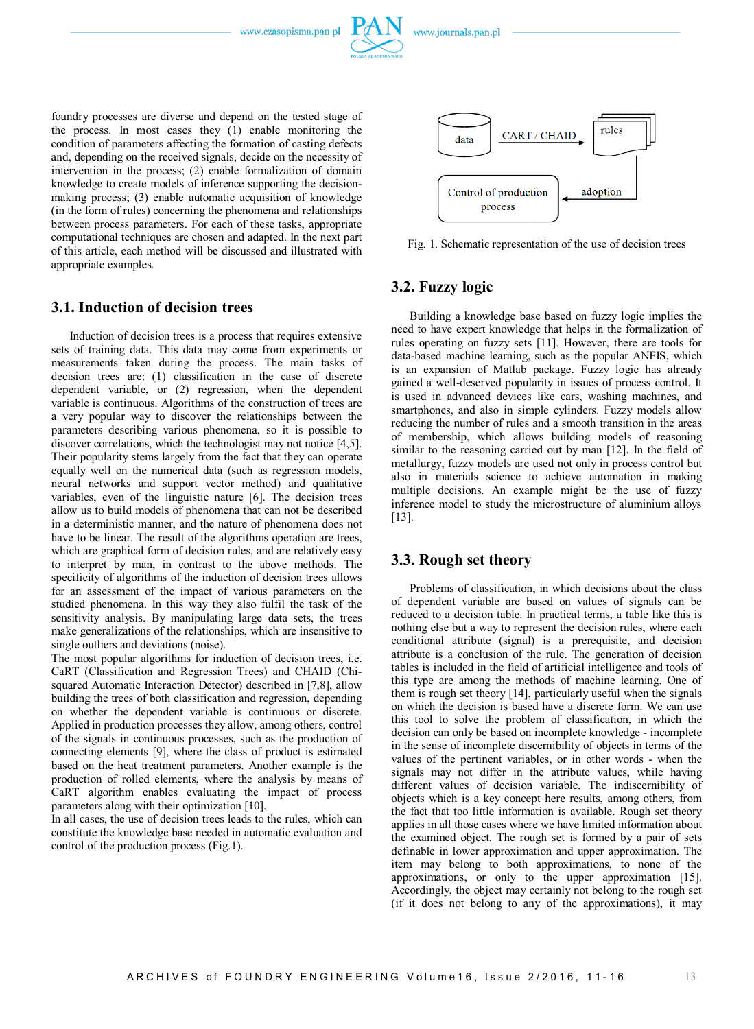foundry processes are diverse and depend on the tested stage of the process. In most cases they (1) enable monitoring the condition of parameters affecting the formation of casting defects and, depending on the received signals, decide on the necessity of intervention in the process; (2) enable formalization of domain knowledge to create models of inference supporting the decision-making process; (3) enable automatic acquisition of knowledge (in the form of rules) concerning the phenomena and relationships between process parameters. For each of these tasks, appropriate computational techniques are chosen and adapted. In the next part of this article, each method will be discussed and illustrated with appropriate examples.

## 3.1. Induction of decision trees

Induction of decision trees is a process that requires extensive sets of training data. This data may come from experiments or measurements taken during the process. The main tasks of decision trees are: (1) classification in the case of discrete dependent variable, or (2) regression, when the dependent variable is continuous. Algorithms of the construction of trees are a very popular way to discover the relationships between the parameters describing various phenomena, so it is possible to discover correlations, which the technologist may not notice [4,5]. Their popularity stems largely from the fact that they can operate equally well on the numerical data (such as regression models, neural networks and support vector method) and qualitative variables, even of the linguistic nature [6]. The decision trees allow us to build models of phenomena that can not be described in a deterministic manner, and the nature of phenomena does not have to be linear. The result of the algorithms operation are trees, which are graphical form of decision rules, and are relatively easy to interpret by man, in contrast to the above methods. The specificity of algorithms of the induction of decision trees allows for an assessment of the impact of various parameters on the studied phenomena. In this way they also fulfil the task of the sensitivity analysis. By manipulating large data sets, the trees make generalizations of the relationships, which are insensitive to single outliers and deviations (noise).

The most popular algorithms for induction of decision trees, i.e. CaRT (Classification and Regression Trees) and CHAID (Chi-squared Automatic Interaction Detector) described in [7,8], allow building the trees of both classification and regression, depending on whether the dependent variable is continuous or discrete. Applied in production processes they allow, among others, control of the signals in continuous processes, such as the production of connecting elements [9], where the class of product is estimated based on the heat treatment parameters. Another example is the production of rolled elements, where the analysis by means of CaRT algorithm enables evaluating the impact of process parameters along with their optimization [10].

In all cases, the use of decision trees leads to the rules, which can constitute the knowledge base needed in automatic evaluation and control of the production process (Fig.1).

data

CART / CHAID

rules

adoption

Control of production process

Fig. 1. Schematic representation of the use of decision trees

## 3.2. Fuzzy logic

Building a knowledge base based on fuzzy logic implies the need to have expert knowledge that helps in the formalization of rules operating on fuzzy sets [11]. However, there are tools for data-based machine learning, such as the popular ANFIS, which is an expansion of Matlab package. Fuzzy logic has already gained a well-deserved popularity in issues of process control. It is used in advanced devices like cars, washing machines, and smartphones, and also in simple cylinders. Fuzzy models allow reducing the number of rules and a smooth transition in the areas of membership, which allows building models of reasoning similar to the reasoning carried out by man [12]. In the field of metallurgy, fuzzy models are used not only in process control but also in materials science to achieve automation in making multiple decisions. An example might be the use of fuzzy inference model to study the microstructure of aluminium alloys [13].

## 3.3. Rough set theory

Problems of classification, in which decisions about the class of dependent variable are based on values of signals can be reduced to a decision table. In practical terms, a table like this is nothing else but a way to represent the decision rules, where each conditional attribute (signal) is a prerequisite, and decision attribute is a conclusion of the rule. The generation of decision tables is included in the field of artificial intelligence and tools of this type are among the methods of machine learning. One of them is rough set theory [14], particularly useful when the signals on which the decision is based have a discrete form. We can use this tool to solve the problem of classification, in which the decision can only be based on incomplete knowledge - incomplete in the sense of incomplete discernibility of objects in terms of the values of the pertinent variables, or in other words - when the signals may not differ in the attribute values, while having different values of decision variable. The indiscernibility of objects which is a key concept here results, among others, from the fact that too little information is available. Rough set theory applies in all those cases where we have limited information about the examined object. The rough set is formed by a pair of sets definable in lower approximation and upper approximation. The item may belong to both approximations, to none of the approximations, or only to the upper approximation [15]. Accordingly, the object may certainly not belong to the rough set (if it does not belong to any of the approximations), it may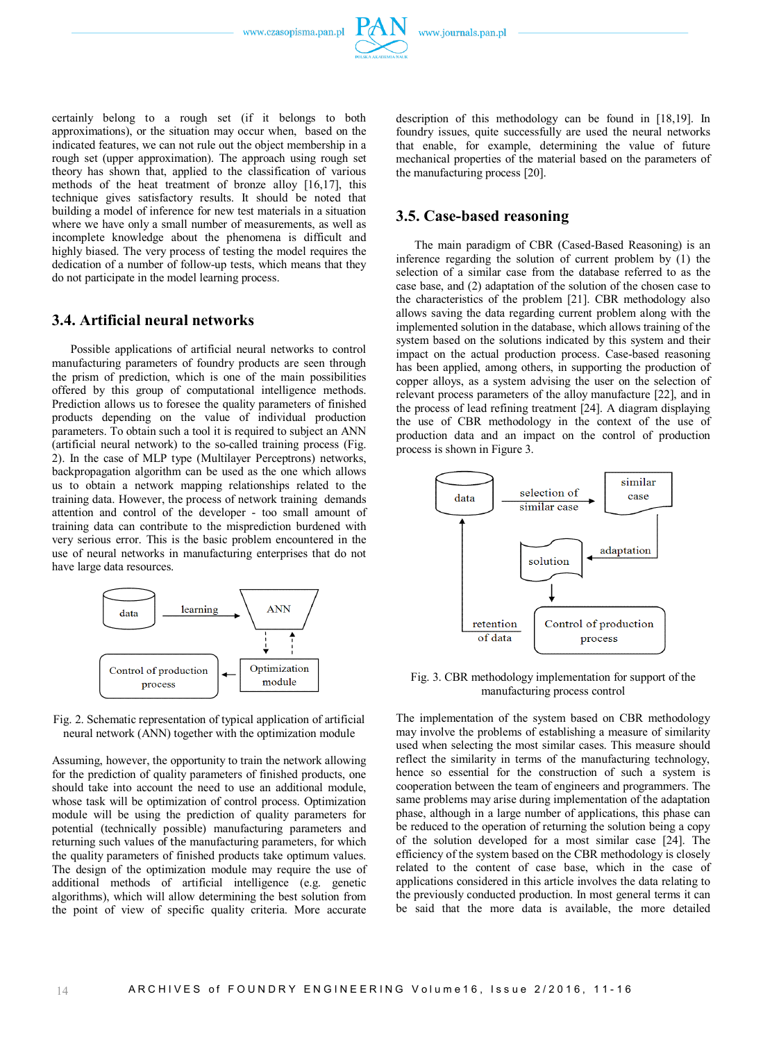certainly belong to a rough set (if it belongs to both approximations), or the situation may occur when, based on the indicated features, we can not rule out the object membership in a rough set (upper approximation). The approach using rough set theory has shown that, applied to the classification of various methods of the heat treatment of bronze alloy [16,17], this technique gives satisfactory results. It should be noted that building a model of inference for new test materials in a situation where we have only a small number of measurements, as well as incomplete knowledge about the phenomena is difficult and highly biased. The very process of testing the model requires the dedication of a number of follow-up tests, which means that they do not participate in the model learning process.

## 3.4. Artificial neural networks

Possible applications of artificial neural networks to control manufacturing parameters of foundry products are seen through the prism of prediction, which is one of the main possibilities offered by this group of computational intelligence methods. Prediction allows us to foresee the quality parameters of finished products depending on the value of individual production parameters. To obtain such a tool it is required to subject an ANN (artificial neural network) to the so-called training process (Fig. 2). In the case of MLP type (Multilayer Perceptrons) networks, backpropagation algorithm can be used as the one which allows us to obtain a network mapping relationships related to the training data. However, the process of network training demands attention and control of the developer - too small amount of training data can contribute to the misprediction burdened with very serious error. This is the basic problem encountered in the use of neural networks in manufacturing enterprises that do not have large data resources.

Fig. 2. Schematic representation of typical application of artificial neural network (ANN) together with the optimization module

Assuming, however, the opportunity to train the network allowing for the prediction of quality parameters of finished products, one should take into account the need to use an additional module, whose task will be optimization of control process. Optimization module will be using the prediction of quality parameters for potential (technically possible) manufacturing parameters and returning such values of the manufacturing parameters, for which the quality parameters of finished products take optimum values. The design of the optimization module may require the use of additional methods of artificial intelligence (e.g. genetic algorithms), which will allow determining the best solution from the point of view of specific quality criteria. More accurate description of this methodology can be found in [18,19]. In foundry issues, quite successfully are used the neural networks that enable, for example, determining the value of future mechanical properties of the material based on the parameters of the manufacturing process [20].

## 3.5. Case-based reasoning

The main paradigm of CBR (Cased-Based Reasoning) is an inference regarding the solution of current problem by (1) the selection of a similar case from the database referred to as the case base, and (2) adaptation of the solution of the chosen case to the characteristics of the problem [21]. CBR methodology also allows saving the data regarding current problem along with the implemented solution in the database, which allows training of the system based on the solutions indicated by this system and their impact on the actual production process. Case-based reasoning has been applied, among others, in supporting the production of copper alloys, as a system advising the user on the selection of relevant process parameters of the alloy manufacture [22], and in the process of lead refining treatment [24]. A diagram displaying the use of CBR methodology in the context of the use of production data and an impact on the control of production process is shown in Figure 3.

Fig. 3. CBR methodology implementation for support of the manufacturing process control

The implementation of the system based on CBR methodology may involve the problems of establishing a measure of similarity used when selecting the most similar cases. This measure should reflect the similarity in terms of the manufacturing technology, hence so essential for the construction of such a system is cooperation between the team of engineers and programmers. The same problems may arise during implementation of the adaptation phase, although in a large number of applications, this phase can be reduced to the operation of returning the solution being a copy of the solution developed for a most similar case [24]. The efficiency of the system based on the CBR methodology is closely related to the content of case base, which in the case of applications considered in this article involves the data relating to the previously conducted production. In most general terms it can be said that the more data is available, the more detailed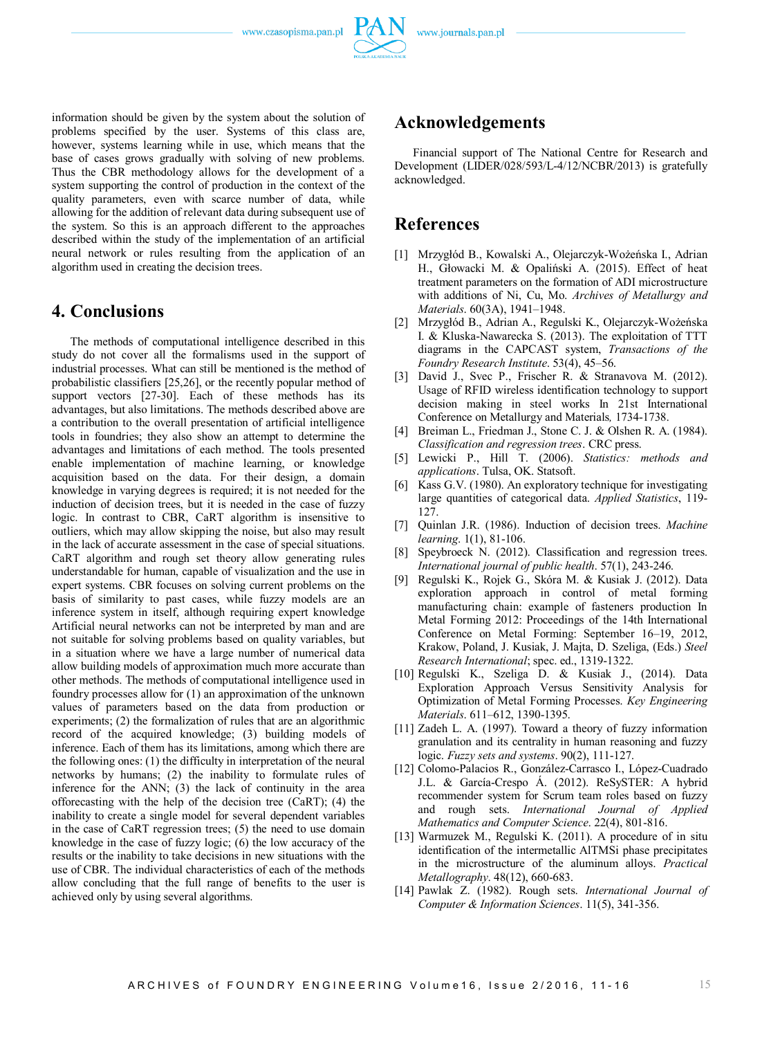information should be given by the system about the solution of problems specified by the user. Systems of this class are, however, systems learning while in use, which means that the base of cases grows gradually with solving of new problems. Thus the CBR methodology allows for the development of a system supporting the control of production in the context of the quality parameters, even with scarce number of data, while allowing for the addition of relevant data during subsequent use of the system. So this is an approach different to the approaches described within the study of the implementation of an artificial neural network or rules resulting from the application of an algorithm used in creating the decision trees.

## 4. Conclusions

The methods of computational intelligence described in this study do not cover all the formalisms used in the support of industrial processes. What can still be mentioned is the method of probabilistic classifiers [25,26], or the recently popular method of support vectors [27-30]. Each of these methods has its advantages, but also limitations. The methods described above are a contribution to the overall presentation of artificial intelligence tools in foundries; they also show an attempt to determine the advantages and limitations of each method. The tools presented enable implementation of machine learning, or knowledge acquisition based on the data. For their design, a domain knowledge in varying degrees is required; it is not needed for the induction of decision trees, but it is needed in the case of fuzzy logic. In contrast to CBR, CaRT algorithm is insensitive to outliers, which may allow skipping the noise, but also may result in the lack of accurate assessment in the case of special situations. CaRT algorithm and rough set theory allow generating rules understandable for human, capable of visualization and the use in expert systems. CBR focuses on solving current problems on the basis of similarity to past cases, while fuzzy models are an inference system in itself, although requiring expert knowledge Artificial neural networks can not be interpreted by man and are not suitable for solving problems based on quality variables, but in a situation where we have a large number of numerical data allow building models of approximation much more accurate than other methods. The methods of computational intelligence used in foundry processes allow for (1) an approximation of the unknown values of parameters based on the data from production or experiments; (2) the formalization of rules that are an algorithmic record of the acquired knowledge; (3) building models of inference. Each of them has its limitations, among which there are the following ones: (1) the difficulty in interpretation of the neural networks by humans; (2) the inability to formulate rules of inference for the ANN; (3) the lack of continuity in the area offorecasting with the help of the decision tree (CaRT); (4) the inability to create a single model for several dependent variables in the case of CaRT regression trees; (5) the need to use domain knowledge in the case of fuzzy logic; (6) the low accuracy of the results or the inability to take decisions in new situations with the use of CBR. The individual characteristics of each of the methods allow concluding that the full range of benefits to the user is achieved only by using several algorithms.

## Acknowledgements

Financial support of The National Centre for Research and Development (LIDER/028/593/L-4/12/NCBR/2013) is gratefully acknowledged.

## References

[1] Mrzygłód B., Kowalski A., Olejarczyk-Wożeńska I., Adrian H., Głowacki M. & Opaliński A. (2015). Effect of heat treatment parameters on the formation of ADI microstructure with additions of Ni, Cu, Mo. *Archives of Metallurgy and Materials*. 60(3A), 1941–1948.

[2] Mrzygłód B., Adrian A., Regulski K., Olejarczyk-Wożeńska I. & Kluska-Nawarecka S. (2013). The exploitation of TTT diagrams in the CAPCAST system, *Transactions of the Foundry Research Institute*. 53(4), 45–56.

[3] David J., Svec P., Frischer R. & Stranavova M. (2012). Usage of RFID wireless identification technology to support decision making in steel works In 21st International Conference on Metallurgy and Materials*,* 1734-1738.

[4] Breiman L., Friedman J., Stone C. J. & Olshen R. A. (1984). *Classification and regression trees*. CRC press.

[5] Lewicki P., Hill T. (2006). *Statistics: methods and applications*. Tulsa, OK. Statsoft.

[6] Kass G.V. (1980). An exploratory technique for investigating large quantities of categorical data. *Applied Statistics*, 119-127.

[7] Quinlan J.R. (1986). Induction of decision trees. *Machine learning*. 1(1), 81-106.

[8] Speybroeck N. (2012). Classification and regression trees. *International journal of public health*. 57(1), 243-246.

[9] Regulski K., Rojek G., Skóra M. & Kusiak J. (2012). Data exploration approach in control of metal forming manufacturing chain: example of fasteners production In Metal Forming 2012: Proceedings of the 14th International Conference on Metal Forming: September 16–19, 2012, Krakow, Poland, J. Kusiak, J. Majta, D. Szeliga, (Eds.) *Steel Research International*; spec. ed., 1319-1322.

[10] Regulski K., Szeliga D. & Kusiak J., (2014). Data Exploration Approach Versus Sensitivity Analysis for Optimization of Metal Forming Processes. *Key Engineering Materials*. 611–612, 1390-1395.

[11] Zadeh L. A. (1997). Toward a theory of fuzzy information granulation and its centrality in human reasoning and fuzzy logic. *Fuzzy sets and systems*. 90(2), 111-127.

[12] Colomo-Palacios R., González-Carrasco I., López-Cuadrado J.L. & García-Crespo Á. (2012). ReSySTER: A hybrid recommender system for Scrum team roles based on fuzzy and rough sets. *International Journal of Applied Mathematics and Computer Science*. 22(4), 801-816.

[13] Warmuzek M., Regulski K. (2011). A procedure of in situ identification of the intermetallic AlTMSi phase precipitates in the microstructure of the aluminum alloys. *Practical Metallography*. 48(12), 660-683.

[14] Pawlak Z. (1982). Rough sets. *International Journal of Computer & Information Sciences*. 11(5), 341-356.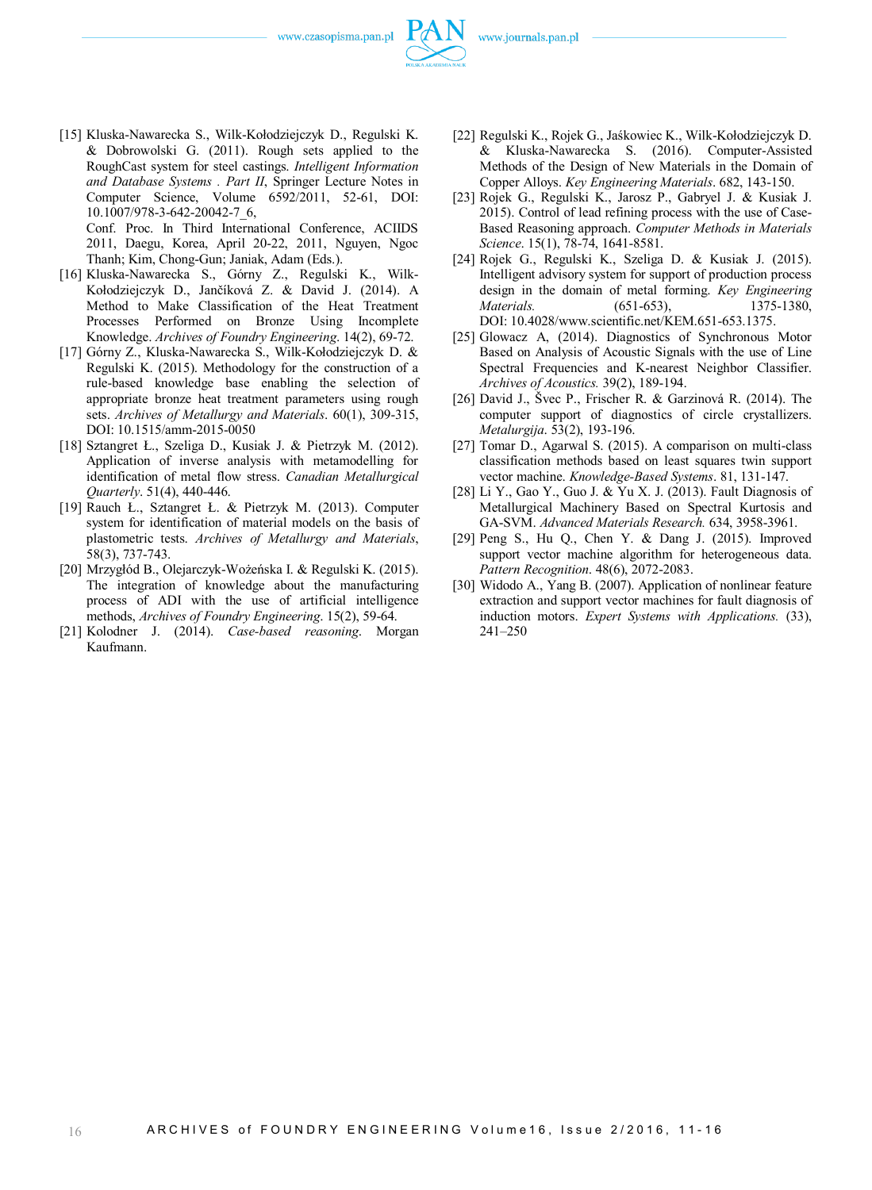[15] Kluska-Nawarecka S., Wilk-Kołodziejczyk D., Regulski K. & Dobrowolski G. (2011). Rough sets applied to the RoughCast system for steel castings. *Intelligent Information and Database Systems . Part II*, Springer Lecture Notes in Computer Science, Volume 6592/2011, 52-61, DOI: 10.1007/978-3-642-20042-7_6,
Conf. Proc. In Third International Conference, ACIIDS 2011, Daegu, Korea, April 20-22, 2011, Nguyen, Ngoc Thanh; Kim, Chong-Gun; Janiak, Adam (Eds.).

[16] Kluska-Nawarecka S., Górny Z., Regulski K., Wilk-Kołodziejczyk D., Jančíková Z. & David J. (2014). A Method to Make Classification of the Heat Treatment Processes Performed on Bronze Using Incomplete Knowledge. *Archives of Foundry Engineering*. 14(2), 69-72.

[17] Górny Z., Kluska-Nawarecka S., Wilk-Kołodziejczyk D. & Regulski K. (2015). Methodology for the construction of a rule-based knowledge base enabling the selection of appropriate bronze heat treatment parameters using rough sets. *Archives of Metallurgy and Materials*. 60(1), 309-315, DOI: 10.1515/amm-2015-0050

[18] Sztangret Ł., Szeliga D., Kusiak J. & Pietrzyk M. (2012). Application of inverse analysis with metamodelling for identification of metal flow stress. *Canadian Metallurgical Quarterly*. 51(4), 440-446.

[19] Rauch Ł., Sztangret Ł. & Pietrzyk M. (2013). Computer system for identification of material models on the basis of plastometric tests. *Archives of Metallurgy and Materials*, 58(3), 737-743.

[20] Mrzygłód B., Olejarczyk-Wożeńska I. & Regulski K. (2015). The integration of knowledge about the manufacturing process of ADI with the use of artificial intelligence methods, *Archives of Foundry Engineering*. 15(2), 59-64.

[21] Kolodner J. (2014). *Case-based reasoning*. Morgan Kaufmann.

[22] Regulski K., Rojek G., Jaśkowiec K., Wilk-Kołodziejczyk D. & Kluska-Nawarecka S. (2016). Computer-Assisted Methods of the Design of New Materials in the Domain of Copper Alloys. *Key Engineering Materials*. 682, 143-150.

[23] Rojek G., Regulski K., Jarosz P., Gabryel J. & Kusiak J. 2015). Control of lead refining process with the use of Case-Based Reasoning approach. *Computer Methods in Materials Science*. 15(1), 78-74, 1641-8581.

[24] Rojek G., Regulski K., Szeliga D. & Kusiak J. (2015). Intelligent advisory system for support of production process design in the domain of metal forming. *Key Engineering Materials.* (651-653), 1375-1380, DOI: 10.4028/www.scientific.net/KEM.651-653.1375.

[25] Glowacz A, (2014). Diagnostics of Synchronous Motor Based on Analysis of Acoustic Signals with the use of Line Spectral Frequencies and K-nearest Neighbor Classifier. *Archives of Acoustics.* 39(2), 189-194.

[26] David J., Švec P., Frischer R. & Garzinová R. (2014). The computer support of diagnostics of circle crystallizers. *Metalurgija*. 53(2), 193-196.

[27] Tomar D., Agarwal S. (2015). A comparison on multi-class classification methods based on least squares twin support vector machine. *Knowledge-Based Systems*. 81, 131-147.

[28] Li Y., Gao Y., Guo J. & Yu X. J. (2013). Fault Diagnosis of Metallurgical Machinery Based on Spectral Kurtosis and GA-SVM. *Advanced Materials Research.* 634, 3958-3961.

[29] Peng S., Hu Q., Chen Y. & Dang J. (2015). Improved support vector machine algorithm for heterogeneous data. *Pattern Recognition*. 48(6), 2072-2083.

[30] Widodo A., Yang B. (2007). Application of nonlinear feature extraction and support vector machines for fault diagnosis of induction motors. *Expert Systems with Applications.* (33), 241–250